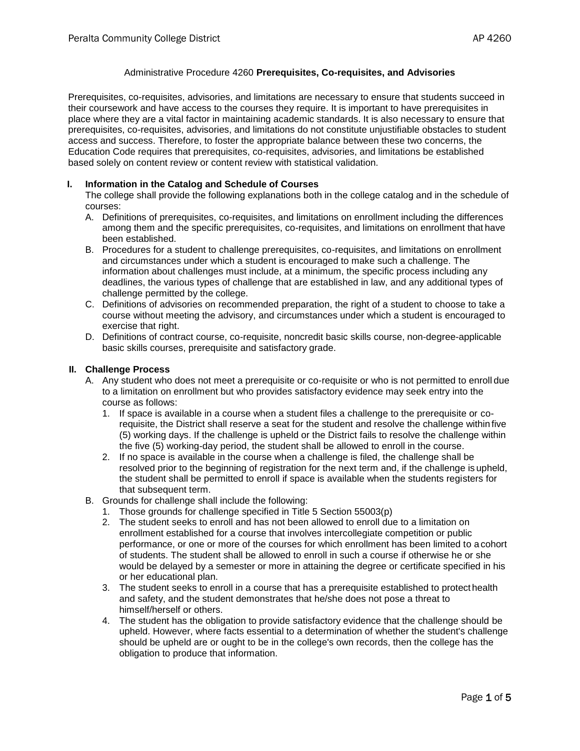# Administrative Procedure 4260 **Prerequisites, Co-requisites, and Advisories**

Prerequisites, co-requisites, advisories, and limitations are necessary to ensure that students succeed in their coursework and have access to the courses they require. It is important to have prerequisites in place where they are a vital factor in maintaining academic standards. It is also necessary to ensure that prerequisites, co-requisites, advisories, and limitations do not constitute unjustifiable obstacles to student access and success. Therefore, to foster the appropriate balance between these two concerns, the Education Code requires that prerequisites, co-requisites, advisories, and limitations be established based solely on content review or content review with statistical validation.

## I. Information in the Catalog and Schedule of Courses

The college shall provide the following explanations both in the college catalog and in the schedule of courses:

A. Definitions of prerequisites, co-requisites, and limitations on enrollment including the differences among them and the specific prerequisites, co-requisites, and limitations on enrollment that have been established.

B. Procedures for a student to challenge prerequisites, co-requisites, and limitations on enrollment and circumstances under which a student is encouraged to make such a challenge. The information about challenges must include, at a minimum, the specific process including any deadlines, the various types of challenge that are established in law, and any additional types of challenge permitted by the college.

C. Definitions of advisories on recommended preparation, the right of a student to choose to take a course without meeting the advisory, and circumstances under which a student is encouraged to exercise that right.

D. Definitions of contract course, co-requisite, noncredit basic skills course, non-degree-applicable basic skills courses, prerequisite and satisfactory grade.

## II. Challenge Process

A. Any student who does not meet a prerequisite or co-requisite or who is not permitted to enroll due to a limitation on enrollment but who provides satisfactory evidence may seek entry into the course as follows:

1. If space is available in a course when a student files a challenge to the prerequisite or co-requisite, the District shall reserve a seat for the student and resolve the challenge within five (5) working days. If the challenge is upheld or the District fails to resolve the challenge within the five (5) working-day period, the student shall be allowed to enroll in the course.
2. If no space is available in the course when a challenge is filed, the challenge shall be resolved prior to the beginning of registration for the next term and, if the challenge is upheld, the student shall be permitted to enroll if space is available when the students registers for that subsequent term.

B. Grounds for challenge shall include the following:

1. Those grounds for challenge specified in Title 5 Section 55003(p)
2. The student seeks to enroll and has not been allowed to enroll due to a limitation on enrollment established for a course that involves intercollegiate competition or public performance, or one or more of the courses for which enrollment has been limited to a cohort of students. The student shall be allowed to enroll in such a course if otherwise he or she would be delayed by a semester or more in attaining the degree or certificate specified in his or her educational plan.
3. The student seeks to enroll in a course that has a prerequisite established to protect health and safety, and the student demonstrates that he/she does not pose a threat to himself/herself or others.
4. The student has the obligation to provide satisfactory evidence that the challenge should be upheld. However, where facts essential to a determination of whether the student's challenge should be upheld are or ought to be in the college's own records, then the college has the obligation to produce that information.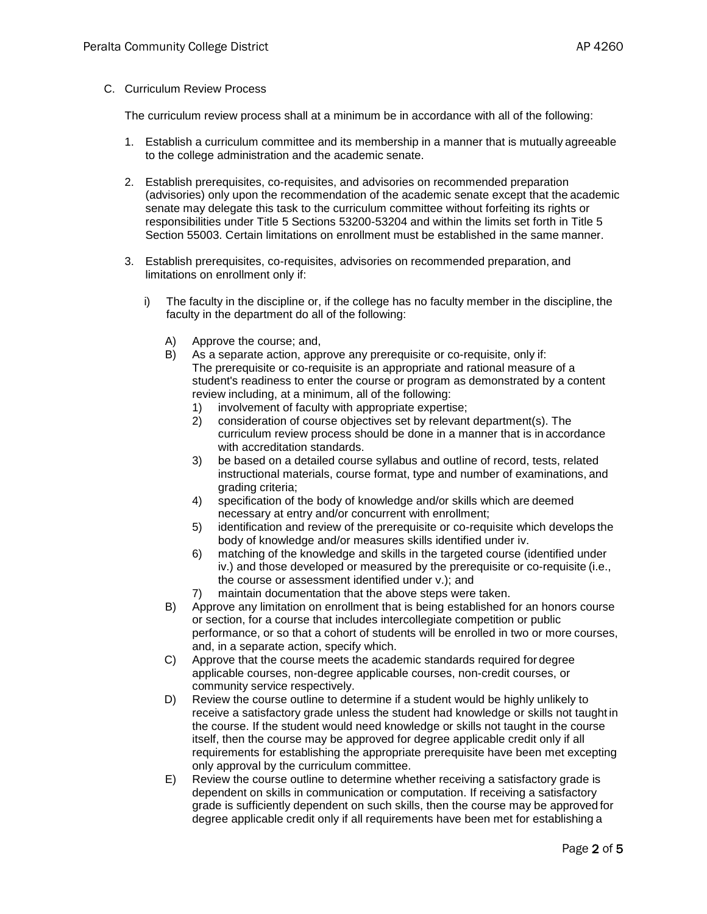C. Curriculum Review Process

The curriculum review process shall at a minimum be in accordance with all of the following:

1. Establish a curriculum committee and its membership in a manner that is mutually agreeable to the college administration and the academic senate.

2. Establish prerequisites, co-requisites, and advisories on recommended preparation (advisories) only upon the recommendation of the academic senate except that the academic senate may delegate this task to the curriculum committee without forfeiting its rights or responsibilities under Title 5 Sections 53200-53204 and within the limits set forth in Title 5 Section 55003. Certain limitations on enrollment must be established in the same manner.

3. Establish prerequisites, co-requisites, advisories on recommended preparation, and limitations on enrollment only if:

   i) The faculty in the discipline or, if the college has no faculty member in the discipline, the faculty in the department do all of the following:

      A) Approve the course; and,
      B) As a separate action, approve any prerequisite or co-requisite, only if: The prerequisite or co-requisite is an appropriate and rational measure of a student's readiness to enter the course or program as demonstrated by a content review including, at a minimum, all of the following:
         1) involvement of faculty with appropriate expertise;
         2) consideration of course objectives set by relevant department(s). The curriculum review process should be done in a manner that is in accordance with accreditation standards.
         3) be based on a detailed course syllabus and outline of record, tests, related instructional materials, course format, type and number of examinations, and grading criteria;
         4) specification of the body of knowledge and/or skills which are deemed necessary at entry and/or concurrent with enrollment;
         5) identification and review of the prerequisite or co-requisite which develops the body of knowledge and/or measures skills identified under iv.
         6) matching of the knowledge and skills in the targeted course (identified under iv.) and those developed or measured by the prerequisite or co-requisite (i.e., the course or assessment identified under v.); and
         7) maintain documentation that the above steps were taken.
      B) Approve any limitation on enrollment that is being established for an honors course or section, for a course that includes intercollegiate competition or public performance, or so that a cohort of students will be enrolled in two or more courses, and, in a separate action, specify which.
      C) Approve that the course meets the academic standards required for degree applicable courses, non-degree applicable courses, non-credit courses, or community service respectively.
      D) Review the course outline to determine if a student would be highly unlikely to receive a satisfactory grade unless the student had knowledge or skills not taught in the course. If the student would need knowledge or skills not taught in the course itself, then the course may be approved for degree applicable credit only if all requirements for establishing the appropriate prerequisite have been met excepting only approval by the curriculum committee.
      E) Review the course outline to determine whether receiving a satisfactory grade is dependent on skills in communication or computation. If receiving a satisfactory grade is sufficiently dependent on such skills, then the course may be approved for degree applicable credit only if all requirements have been met for establishing a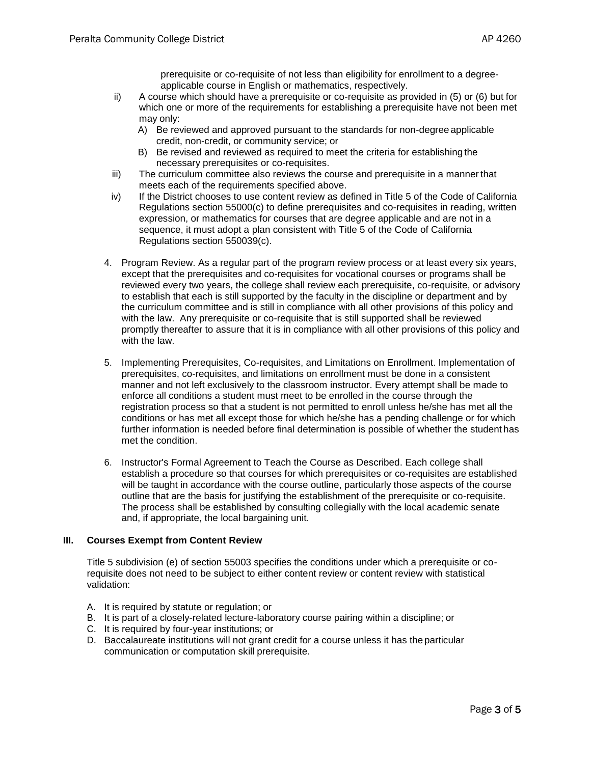prerequisite or co-requisite of not less than eligibility for enrollment to a degree-applicable course in English or mathematics, respectively.

ii) A course which should have a prerequisite or co-requisite as provided in (5) or (6) but for which one or more of the requirements for establishing a prerequisite have not been met may only:
   - A) Be reviewed and approved pursuant to the standards for non-degree applicable credit, non-credit, or community service; or
   - B) Be revised and reviewed as required to meet the criteria for establishing the necessary prerequisites or co-requisites.

iii) The curriculum committee also reviews the course and prerequisite in a manner that meets each of the requirements specified above.

iv) If the District chooses to use content review as defined in Title 5 of the Code of California Regulations section 55000(c) to define prerequisites and co-requisites in reading, written expression, or mathematics for courses that are degree applicable and are not in a sequence, it must adopt a plan consistent with Title 5 of the Code of California Regulations section 550039(c).

4. Program Review. As a regular part of the program review process or at least every six years, except that the prerequisites and co-requisites for vocational courses or programs shall be reviewed every two years, the college shall review each prerequisite, co-requisite, or advisory to establish that each is still supported by the faculty in the discipline or department and by the curriculum committee and is still in compliance with all other provisions of this policy and with the law. Any prerequisite or co-requisite that is still supported shall be reviewed promptly thereafter to assure that it is in compliance with all other provisions of this policy and with the law.

5. Implementing Prerequisites, Co-requisites, and Limitations on Enrollment. Implementation of prerequisites, co-requisites, and limitations on enrollment must be done in a consistent manner and not left exclusively to the classroom instructor. Every attempt shall be made to enforce all conditions a student must meet to be enrolled in the course through the registration process so that a student is not permitted to enroll unless he/she has met all the conditions or has met all except those for which he/she has a pending challenge or for which further information is needed before final determination is possible of whether the student has met the condition.

6. Instructor's Formal Agreement to Teach the Course as Described. Each college shall establish a procedure so that courses for which prerequisites or co-requisites are established will be taught in accordance with the course outline, particularly those aspects of the course outline that are the basis for justifying the establishment of the prerequisite or co-requisite. The process shall be established by consulting collegially with the local academic senate and, if appropriate, the local bargaining unit.

### III. Courses Exempt from Content Review

Title 5 subdivision (e) of section 55003 specifies the conditions under which a prerequisite or co-requisite does not need to be subject to either content review or content review with statistical validation:

A. It is required by statute or regulation; or
B. It is part of a closely-related lecture-laboratory course pairing within a discipline; or
C. It is required by four-year institutions; or
D. Baccalaureate institutions will not grant credit for a course unless it has the particular communication or computation skill prerequisite.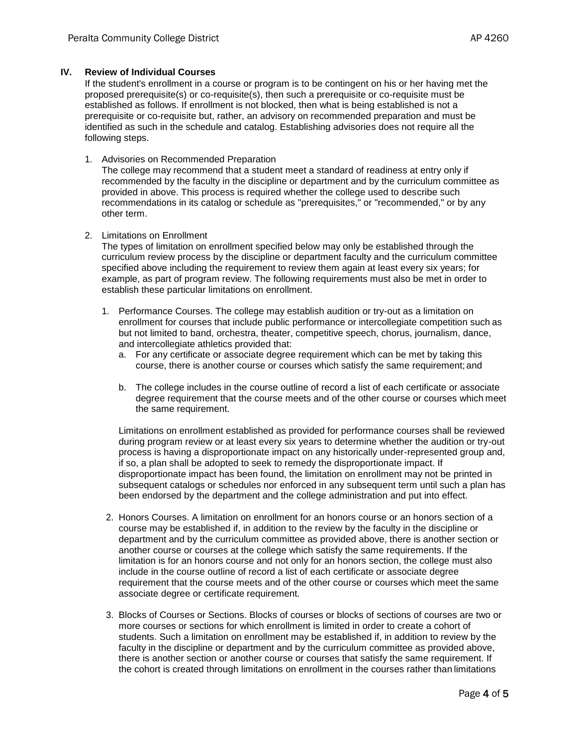## IV. Review of Individual Courses

If the student's enrollment in a course or program is to be contingent on his or her having met the proposed prerequisite(s) or co-requisite(s), then such a prerequisite or co-requisite must be established as follows. If enrollment is not blocked, then what is being established is not a prerequisite or co-requisite but, rather, an advisory on recommended preparation and must be identified as such in the schedule and catalog. Establishing advisories does not require all the following steps.

1. Advisories on Recommended Preparation
   The college may recommend that a student meet a standard of readiness at entry only if recommended by the faculty in the discipline or department and by the curriculum committee as provided in above. This process is required whether the college used to describe such recommendations in its catalog or schedule as "prerequisites," or "recommended," or by any other term.

2. Limitations on Enrollment
   The types of limitation on enrollment specified below may only be established through the curriculum review process by the discipline or department faculty and the curriculum committee specified above including the requirement to review them again at least every six years; for example, as part of program review. The following requirements must also be met in order to establish these particular limitations on enrollment.

   1. Performance Courses. The college may establish audition or try-out as a limitation on enrollment for courses that include public performance or intercollegiate competition such as but not limited to band, orchestra, theater, competitive speech, chorus, journalism, dance, and intercollegiate athletics provided that:
      a. For any certificate or associate degree requirement which can be met by taking this course, there is another course or courses which satisfy the same requirement; and

      b. The college includes in the course outline of record a list of each certificate or associate degree requirement that the course meets and of the other course or courses which meet the same requirement.

      Limitations on enrollment established as provided for performance courses shall be reviewed during program review or at least every six years to determine whether the audition or try-out process is having a disproportionate impact on any historically under-represented group and, if so, a plan shall be adopted to seek to remedy the disproportionate impact. If disproportionate impact has been found, the limitation on enrollment may not be printed in subsequent catalogs or schedules nor enforced in any subsequent term until such a plan has been endorsed by the department and the college administration and put into effect.

   2. Honors Courses. A limitation on enrollment for an honors course or an honors section of a course may be established if, in addition to the review by the faculty in the discipline or department and by the curriculum committee as provided above, there is another section or another course or courses at the college which satisfy the same requirements. If the limitation is for an honors course and not only for an honors section, the college must also include in the course outline of record a list of each certificate or associate degree requirement that the course meets and of the other course or courses which meet the same associate degree or certificate requirement.

   3. Blocks of Courses or Sections. Blocks of courses or blocks of sections of courses are two or more courses or sections for which enrollment is limited in order to create a cohort of students. Such a limitation on enrollment may be established if, in addition to review by the faculty in the discipline or department and by the curriculum committee as provided above, there is another section or another course or courses that satisfy the same requirement. If the cohort is created through limitations on enrollment in the courses rather than limitations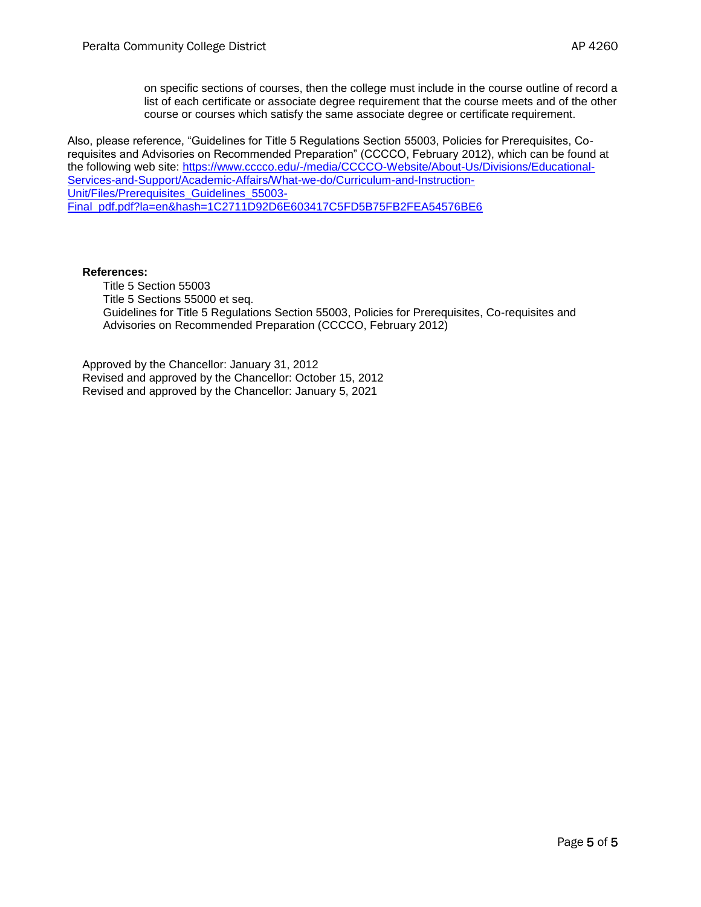on specific sections of courses, then the college must include in the course outline of record a list of each certificate or associate degree requirement that the course meets and of the other course or courses which satisfy the same associate degree or certificate requirement.

Also, please reference, "Guidelines for Title 5 Regulations Section 55003, Policies for Prerequisites, Co-requisites and Advisories on Recommended Preparation" (CCCCO, February 2012), which can be found at the following web site: https://www.cccco.edu/-/media/CCCCO-Website/About-Us/Divisions/Educational-Services-and-Support/Academic-Affairs/What-we-do/Curriculum-and-Instruction-Unit/Files/Prerequisites_Guidelines_55003-Final_pdf.pdf?la=en&hash=1C2711D92D6E603417C5FD5B75FB2FEA54576BE6

**References:**

Title 5 Section 55003
Title 5 Sections 55000 et seq.
Guidelines for Title 5 Regulations Section 55003, Policies for Prerequisites, Co-requisites and Advisories on Recommended Preparation (CCCCO, February 2012)

Approved by the Chancellor: January 31, 2012
Revised and approved by the Chancellor: October 15, 2012
Revised and approved by the Chancellor: January 5, 2021